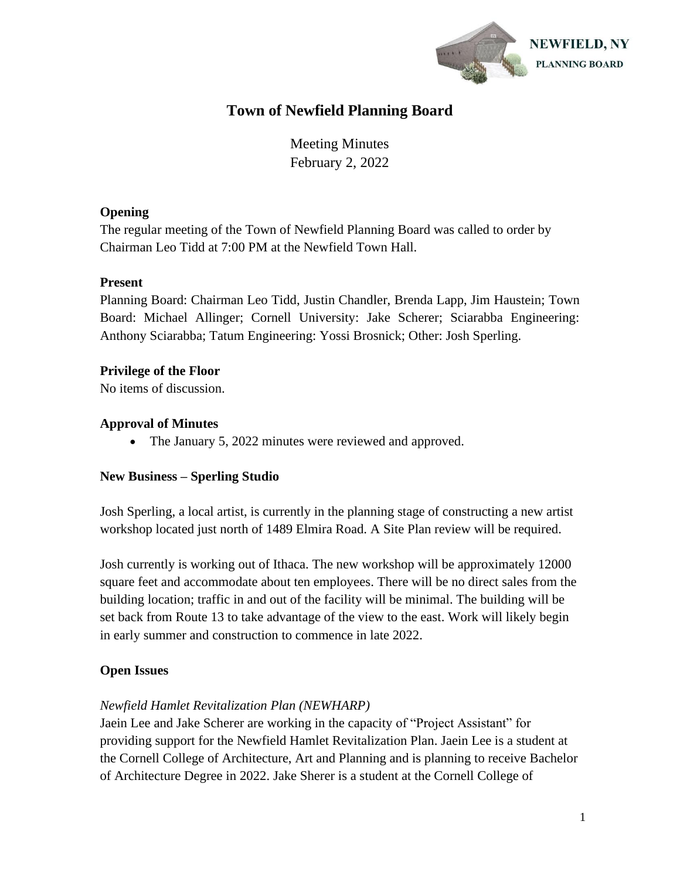# Town of Newfield Planning Board

Meeting Minutes
February 2, 2022

### Opening

The regular meeting of the Town of Newfield Planning Board was called to order by Chairman Leo Tidd at 7:00 PM at the Newfield Town Hall.

### Present

Planning Board: Chairman Leo Tidd, Justin Chandler, Brenda Lapp, Jim Haustein; Town Board: Michael Allinger; Cornell University: Jake Scherer; Sciarabba Engineering: Anthony Sciarabba; Tatum Engineering: Yossi Brosnick; Other: Josh Sperling.

### Privilege of the Floor

No items of discussion.

### Approval of Minutes

- The January 5, 2022 minutes were reviewed and approved.

### New Business – Sperling Studio

Josh Sperling, a local artist, is currently in the planning stage of constructing a new artist workshop located just north of 1489 Elmira Road. A Site Plan review will be required.

Josh currently is working out of Ithaca. The new workshop will be approximately 12000 square feet and accommodate about ten employees. There will be no direct sales from the building location; traffic in and out of the facility will be minimal. The building will be set back from Route 13 to take advantage of the view to the east. Work will likely begin in early summer and construction to commence in late 2022.

### Open Issues

*Newfield Hamlet Revitalization Plan (NEWHARP)*

Jaein Lee and Jake Scherer are working in the capacity of "Project Assistant" for providing support for the Newfield Hamlet Revitalization Plan. Jaein Lee is a student at the Cornell College of Architecture, Art and Planning and is planning to receive Bachelor of Architecture Degree in 2022. Jake Sherer is a student at the Cornell College of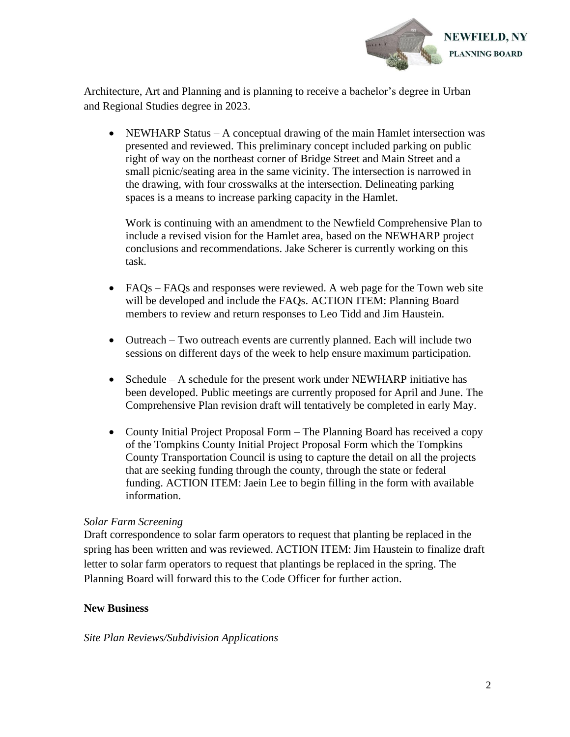Architecture, Art and Planning and is planning to receive a bachelor's degree in Urban and Regional Studies degree in 2023.

- NEWHARP Status – A conceptual drawing of the main Hamlet intersection was presented and reviewed. This preliminary concept included parking on public right of way on the northeast corner of Bridge Street and Main Street and a small picnic/seating area in the same vicinity. The intersection is narrowed in the drawing, with four crosswalks at the intersection. Delineating parking spaces is a means to increase parking capacity in the Hamlet.

  Work is continuing with an amendment to the Newfield Comprehensive Plan to include a revised vision for the Hamlet area, based on the NEWHARP project conclusions and recommendations. Jake Scherer is currently working on this task.

- FAQs – FAQs and responses were reviewed. A web page for the Town web site will be developed and include the FAQs. ACTION ITEM: Planning Board members to review and return responses to Leo Tidd and Jim Haustein.

- Outreach – Two outreach events are currently planned. Each will include two sessions on different days of the week to help ensure maximum participation.

- Schedule – A schedule for the present work under NEWHARP initiative has been developed. Public meetings are currently proposed for April and June. The Comprehensive Plan revision draft will tentatively be completed in early May.

- County Initial Project Proposal Form – The Planning Board has received a copy of the Tompkins County Initial Project Proposal Form which the Tompkins County Transportation Council is using to capture the detail on all the projects that are seeking funding through the county, through the state or federal funding. ACTION ITEM: Jaein Lee to begin filling in the form with available information.

*Solar Farm Screening*

Draft correspondence to solar farm operators to request that planting be replaced in the spring has been written and was reviewed. ACTION ITEM: Jim Haustein to finalize draft letter to solar farm operators to request that plantings be replaced in the spring. The Planning Board will forward this to the Code Officer for further action.

**New Business**

*Site Plan Reviews/Subdivision Applications*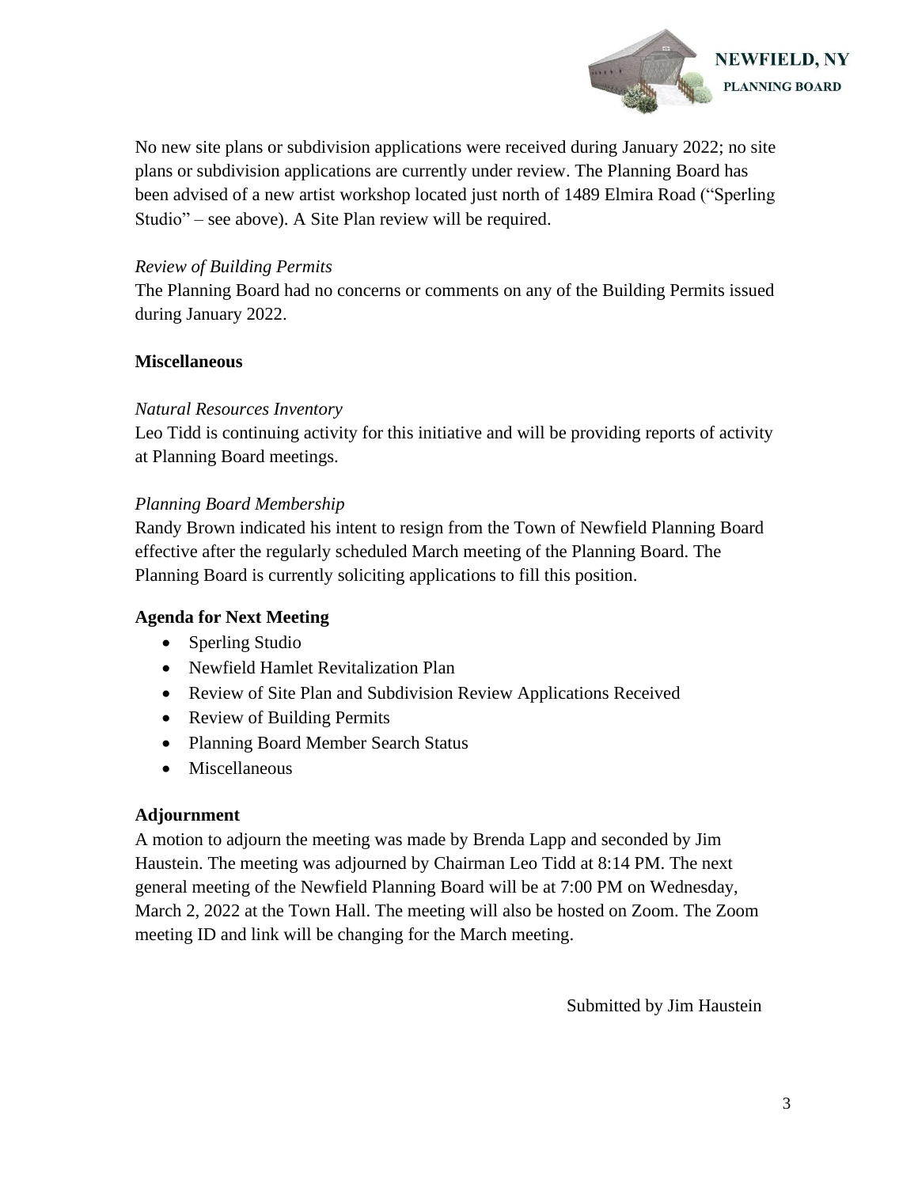No new site plans or subdivision applications were received during January 2022; no site plans or subdivision applications are currently under review. The Planning Board has been advised of a new artist workshop located just north of 1489 Elmira Road ("Sperling Studio" – see above). A Site Plan review will be required.

*Review of Building Permits*
The Planning Board had no concerns or comments on any of the Building Permits issued during January 2022.

**Miscellaneous**

*Natural Resources Inventory*
Leo Tidd is continuing activity for this initiative and will be providing reports of activity at Planning Board meetings.

*Planning Board Membership*
Randy Brown indicated his intent to resign from the Town of Newfield Planning Board effective after the regularly scheduled March meeting of the Planning Board. The Planning Board is currently soliciting applications to fill this position.

**Agenda for Next Meeting**

- Sperling Studio
- Newfield Hamlet Revitalization Plan
- Review of Site Plan and Subdivision Review Applications Received
- Review of Building Permits
- Planning Board Member Search Status
- Miscellaneous

**Adjournment**
A motion to adjourn the meeting was made by Brenda Lapp and seconded by Jim Haustein. The meeting was adjourned by Chairman Leo Tidd at 8:14 PM. The next general meeting of the Newfield Planning Board will be at 7:00 PM on Wednesday, March 2, 2022 at the Town Hall. The meeting will also be hosted on Zoom. The Zoom meeting ID and link will be changing for the March meeting.

Submitted by Jim Haustein